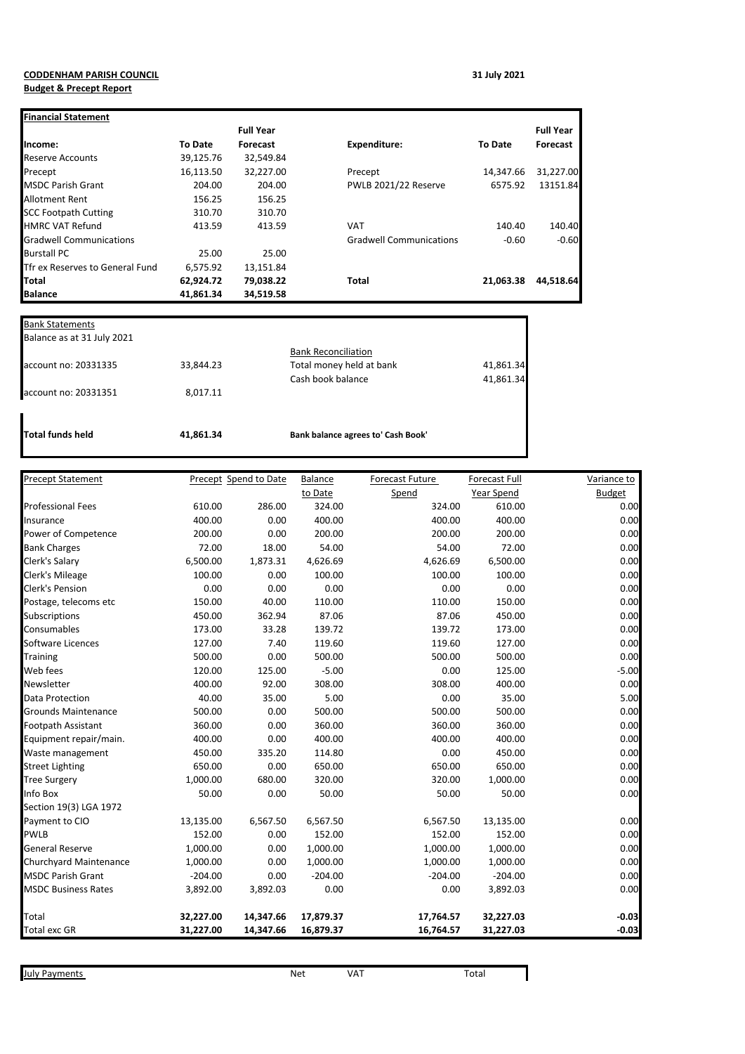**CODDENHAM PARISH COUNCIL**

**Budget & Precept Report**

31 July 2021

| **Financial Statement** | | | | | |
|---|---|---|---|---|---|
| | | **Full Year** | | | **Full Year** |
| **Income:** | **To Date** | **Forecast** | **Expenditure:** | **To Date** | **Forecast** |
| Reserve Accounts | 39,125.76 | 32,549.84 | | | |
| Precept | 16,113.50 | 32,227.00 | Precept | 14,347.66 | 31,227.00 |
| MSDC Parish Grant | 204.00 | 204.00 | PWLB 2021/22 Reserve | 6575.92 | 13151.84 |
| Allotment Rent | 156.25 | 156.25 | | | |
| SCC Footpath Cutting | 310.70 | 310.70 | | | |
| HMRC VAT Refund | 413.59 | 413.59 | VAT | 140.40 | 140.40 |
| Gradwell Communications | | | Gradwell Communications | -0.60 | -0.60 |
| Burstall PC | 25.00 | 25.00 | | | |
| Tfr ex Reserves to General Fund | 6,575.92 | 13,151.84 | | | |
| **Total** | **62,924.72** | **79,038.22** | **Total** | **21,063.38** | **44,518.64** |
| **Balance** | **41,861.34** | **34,519.58** | | | |

| Bank Statements | | | |
|---|---|---|---|
| Balance as at 31 July 2021 | | | |
| | | Bank Reconciliation | |
| account no: 20331335 | 33,844.23 | Total money held at bank | 41,861.34 |
| | | Cash book balance | 41,861.34 |
| account no: 20331351 | 8,017.11 | | |
| **Total funds held** | **41,861.34** | **Bank balance agrees to' Cash Book'** | |

| Precept Statement | Precept | Spend to Date | Balance to Date | Forecast Future Spend | Forecast Full Year Spend | Variance to Budget |
|---|---|---|---|---|---|---|
| Professional Fees | 610.00 | 286.00 | 324.00 | 324.00 | 610.00 | 0.00 |
| Insurance | 400.00 | 0.00 | 400.00 | 400.00 | 400.00 | 0.00 |
| Power of Competence | 200.00 | 0.00 | 200.00 | 200.00 | 200.00 | 0.00 |
| Bank Charges | 72.00 | 18.00 | 54.00 | 54.00 | 72.00 | 0.00 |
| Clerk's Salary | 6,500.00 | 1,873.31 | 4,626.69 | 4,626.69 | 6,500.00 | 0.00 |
| Clerk's Mileage | 100.00 | 0.00 | 100.00 | 100.00 | 100.00 | 0.00 |
| Clerk's Pension | 0.00 | 0.00 | 0.00 | 0.00 | 0.00 | 0.00 |
| Postage, telecoms etc | 150.00 | 40.00 | 110.00 | 110.00 | 150.00 | 0.00 |
| Subscriptions | 450.00 | 362.94 | 87.06 | 87.06 | 450.00 | 0.00 |
| Consumables | 173.00 | 33.28 | 139.72 | 139.72 | 173.00 | 0.00 |
| Software Licences | 127.00 | 7.40 | 119.60 | 119.60 | 127.00 | 0.00 |
| Training | 500.00 | 0.00 | 500.00 | 500.00 | 500.00 | 0.00 |
| Web fees | 120.00 | 125.00 | -5.00 | 0.00 | 125.00 | -5.00 |
| Newsletter | 400.00 | 92.00 | 308.00 | 308.00 | 400.00 | 0.00 |
| Data Protection | 40.00 | 35.00 | 5.00 | 0.00 | 35.00 | 5.00 |
| Grounds Maintenance | 500.00 | 0.00 | 500.00 | 500.00 | 500.00 | 0.00 |
| Footpath Assistant | 360.00 | 0.00 | 360.00 | 360.00 | 360.00 | 0.00 |
| Equipment repair/main. | 400.00 | 0.00 | 400.00 | 400.00 | 400.00 | 0.00 |
| Waste management | 450.00 | 335.20 | 114.80 | 0.00 | 450.00 | 0.00 |
| Street Lighting | 650.00 | 0.00 | 650.00 | 650.00 | 650.00 | 0.00 |
| Tree Surgery | 1,000.00 | 680.00 | 320.00 | 320.00 | 1,000.00 | 0.00 |
| Info Box | 50.00 | 0.00 | 50.00 | 50.00 | 50.00 | 0.00 |
| Section 19(3) LGA 1972 | | | | | | |
| Payment to CIO | 13,135.00 | 6,567.50 | 6,567.50 | 6,567.50 | 13,135.00 | 0.00 |
| PWLB | 152.00 | 0.00 | 152.00 | 152.00 | 152.00 | 0.00 |
| General Reserve | 1,000.00 | 0.00 | 1,000.00 | 1,000.00 | 1,000.00 | 0.00 |
| Churchyard Maintenance | 1,000.00 | 0.00 | 1,000.00 | 1,000.00 | 1,000.00 | 0.00 |
| MSDC Parish Grant | -204.00 | 0.00 | -204.00 | -204.00 | -204.00 | 0.00 |
| MSDC Business Rates | 3,892.00 | 3,892.03 | 0.00 | 0.00 | 3,892.03 | 0.00 |
| Total | **32,227.00** | **14,347.66** | **17,879.37** | **17,764.57** | **32,227.03** | **-0.03** |
| Total exc GR | **31,227.00** | **14,347.66** | **16,879.37** | **16,764.57** | **31,227.03** | **-0.03** |

| July Payments | Net | VAT | Total |
|---|---|---|---|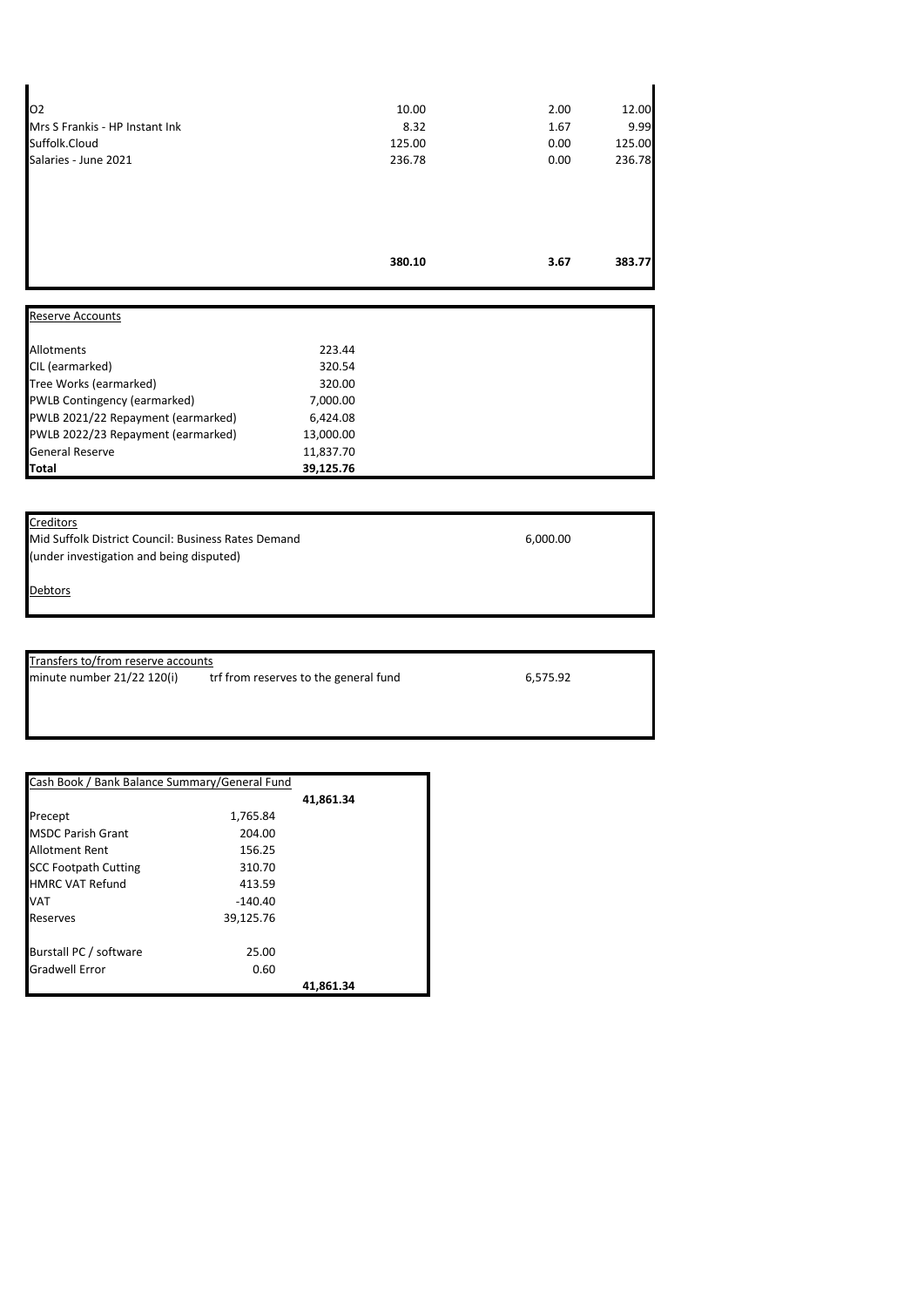| | | | |
|---|---|---|---|
| O2 | 10.00 | 2.00 | 12.00 |
| Mrs S Frankis - HP Instant Ink | 8.32 | 1.67 | 9.99 |
| Suffolk.Cloud | 125.00 | 0.00 | 125.00 |
| Salaries - June 2021 | 236.78 | 0.00 | 236.78 |
| | **380.10** | **3.67** | **383.77** |

| Reserve Accounts | |
|---|---|
| Allotments | 223.44 |
| CIL (earmarked) | 320.54 |
| Tree Works (earmarked) | 320.00 |
| PWLB Contingency (earmarked) | 7,000.00 |
| PWLB 2021/22 Repayment (earmarked) | 6,424.08 |
| PWLB 2022/23 Repayment (earmarked) | 13,000.00 |
| General Reserve | 11,837.70 |
| **Total** | **39,125.76** |

Creditors

Mid Suffolk District Council: Business Rates Demand 6,000.00
(under investigation and being disputed)

Debtors

Transfers to/from reserve accounts

| | | |
|---|---|---|
| minute number 21/22 120(i) | trf from reserves to the general fund | 6,575.92 |

| Cash Book / Bank Balance Summary/General Fund | | |
|---|---|---|
| | | **41,861.34** |
| Precept | 1,765.84 | |
| MSDC Parish Grant | 204.00 | |
| Allotment Rent | 156.25 | |
| SCC Footpath Cutting | 310.70 | |
| HMRC VAT Refund | 413.59 | |
| VAT | -140.40 | |
| Reserves | 39,125.76 | |
| Burstall PC / software | 25.00 | |
| Gradwell Error | 0.60 | |
| | | **41,861.34** |